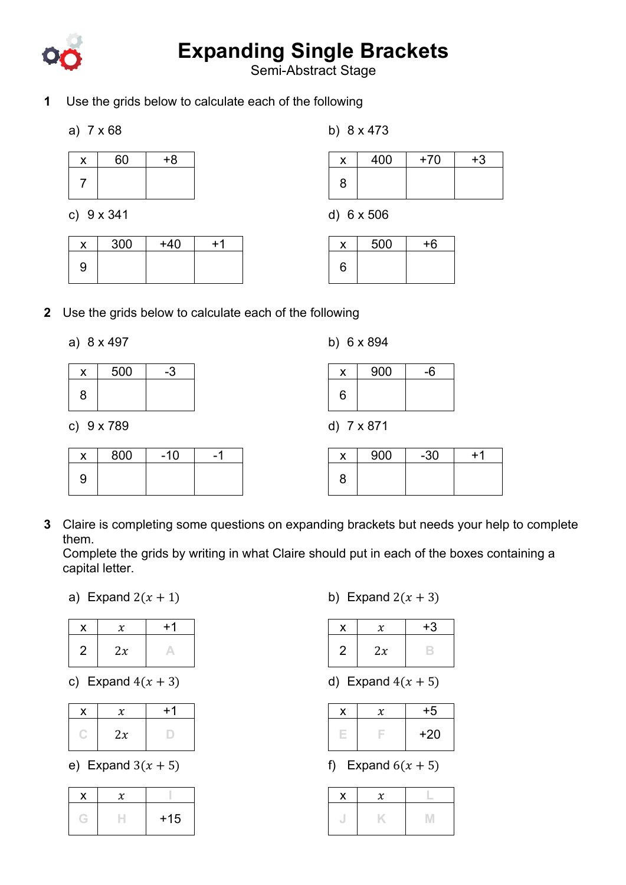# Expanding Single Brackets

Semi-Abstract Stage

**1** Use the grids below to calculate each of the following

a) 7 x 68

| x | 60 | +8 |
|---|---|---|
| 7 | | |

b) 8 x 473

| x | 400 | +70 | +3 |
|---|---|---|---|
| 8 | | | |

c) 9 x 341

| x | 300 | +40 | +1 |
|---|---|---|---|
| 9 | | | |

d) 6 x 506

| x | 500 | +6 |
|---|---|---|
| 6 | | |

**2** Use the grids below to calculate each of the following

a) 8 x 497

| x | 500 | -3 |
|---|---|---|
| 8 | | |

b) 6 x 894

| x | 900 | -6 |
|---|---|---|
| 6 | | |

c) 9 x 789

| x | 800 | -10 | -1 |
|---|---|---|---|
| 9 | | | |

d) 7 x 871

| x | 900 | -30 | +1 |
|---|---|---|---|
| 8 | | | |

**3** Claire is completing some questions on expanding brackets but needs your help to complete them.
Complete the grids by writing in what Claire should put in each of the boxes containing a capital letter.

a) Expand $2(x + 1)$

| x | $x$ | +1 |
|---|---|---|
| 2 | $2x$ | A |

b) Expand $2(x + 3)$

| x | $x$ | +3 |
|---|---|---|
| 2 | $2x$ | B |

c) Expand $4(x + 3)$

| x | $x$ | +1 |
|---|---|---|
| C | $2x$ | D |

d) Expand $4(x + 5)$

| x | $x$ | +5 |
|---|---|---|
| E | F | +20 |

e) Expand $3(x + 5)$

| x | $x$ | I |
|---|---|---|
| G | H | +15 |

f) Expand $6(x + 5)$

| x | $x$ | L |
|---|---|---|
| J | K | M |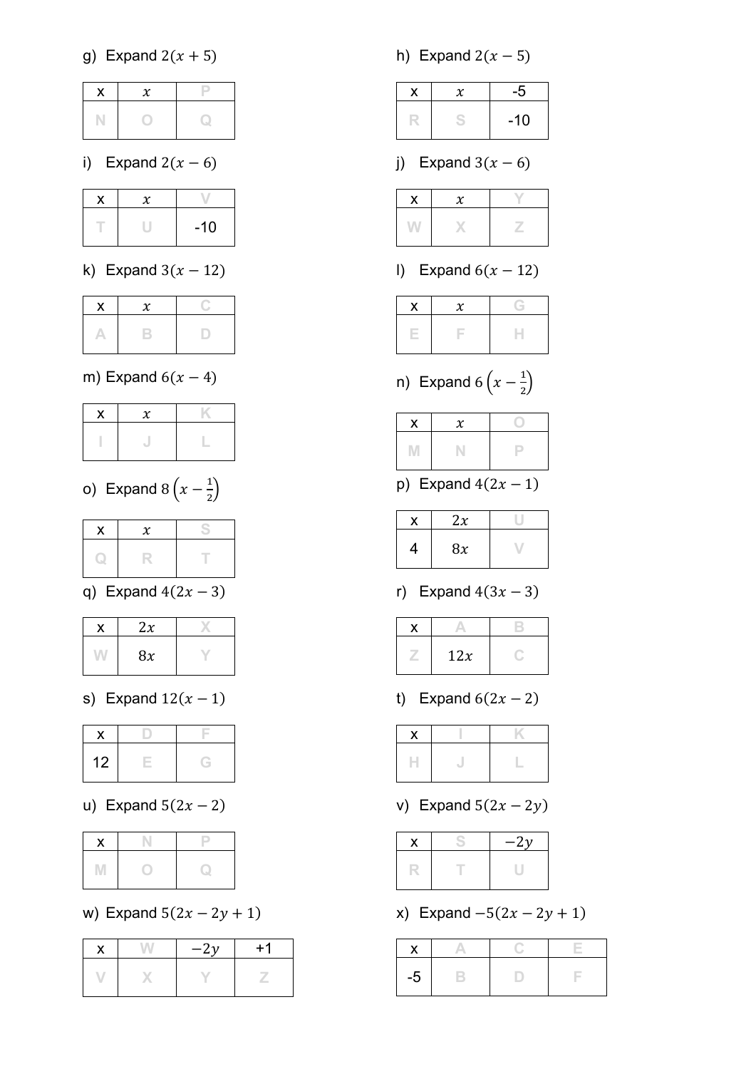g) Expand $2(x+5)$

| x | $x$ | P |
|---|---|---|
| N | O | Q |

h) Expand $2(x-5)$

| x | $x$ | -5 |
|---|---|---|
| R | S | -10 |

i) Expand $2(x-6)$

| x | $x$ | V |
|---|---|---|
| T | U | -10 |

j) Expand $3(x-6)$

| x | $x$ | Y |
|---|---|---|
| W | X | Z |

k) Expand $3(x-12)$

| x | $x$ | C |
|---|---|---|
| A | B | D |

l) Expand $6(x-12)$

| x | $x$ | G |
|---|---|---|
| E | F | H |

m) Expand $6(x-4)$

| x | $x$ | K |
|---|---|---|
| I | J | L |

n) Expand $6\left(x-\frac{1}{2}\right)$

| x | $x$ | O |
|---|---|---|
| M | N | P |

o) Expand $8\left(x-\frac{1}{2}\right)$

| x | $x$ | S |
|---|---|---|
| Q | R | T |

p) Expand $4(2x-1)$

| x | $2x$ | U |
|---|---|---|
| 4 | $8x$ | V |

q) Expand $4(2x-3)$

| x | $2x$ | X |
|---|---|---|
| W | $8x$ | Y |

r) Expand $4(3x-3)$

| x | A | B |
|---|---|---|
| Z | $12x$ | C |

s) Expand $12(x-1)$

| x | D | F |
|---|---|---|
| 12 | E | G |

t) Expand $6(2x-2)$

| x | I | K |
|---|---|---|
| H | J | L |

u) Expand $5(2x-2)$

| x | N | P |
|---|---|---|
| M | O | Q |

v) Expand $5(2x-2y)$

| x | S | $-2y$ |
|---|---|---|
| R | T | U |

w) Expand $5(2x-2y+1)$

| x | W | $-2y$ | +1 |
|---|---|---|---|
| V | X | Y | Z |

x) Expand $-5(2x-2y+1)$

| x | A | C | E |
|---|---|---|---|
| -5 | B | D | F |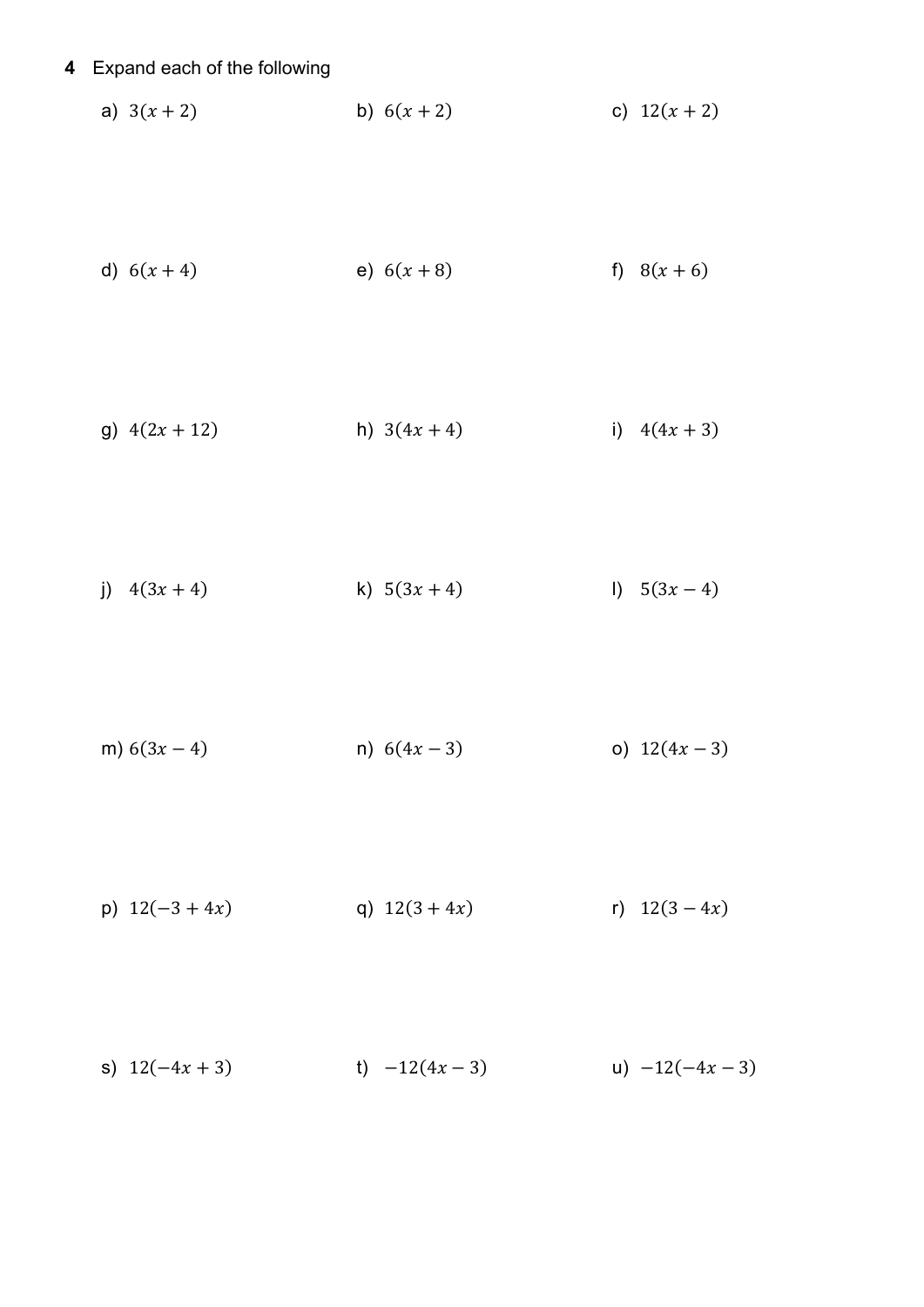**4** Expand each of the following

a) $3(x + 2)$

b) $6(x + 2)$

c) $12(x + 2)$

d) $6(x + 4)$

e) $6(x + 8)$

f) $8(x + 6)$

g) $4(2x + 12)$

h) $3(4x + 4)$

i) $4(4x + 3)$

j) $4(3x + 4)$

k) $5(3x + 4)$

l) $5(3x - 4)$

m) $6(3x - 4)$

n) $6(4x - 3)$

o) $12(4x - 3)$

p) $12(-3 + 4x)$

q) $12(3 + 4x)$

r) $12(3 - 4x)$

s) $12(-4x + 3)$

t) $-12(4x - 3)$

u) $-12(-4x - 3)$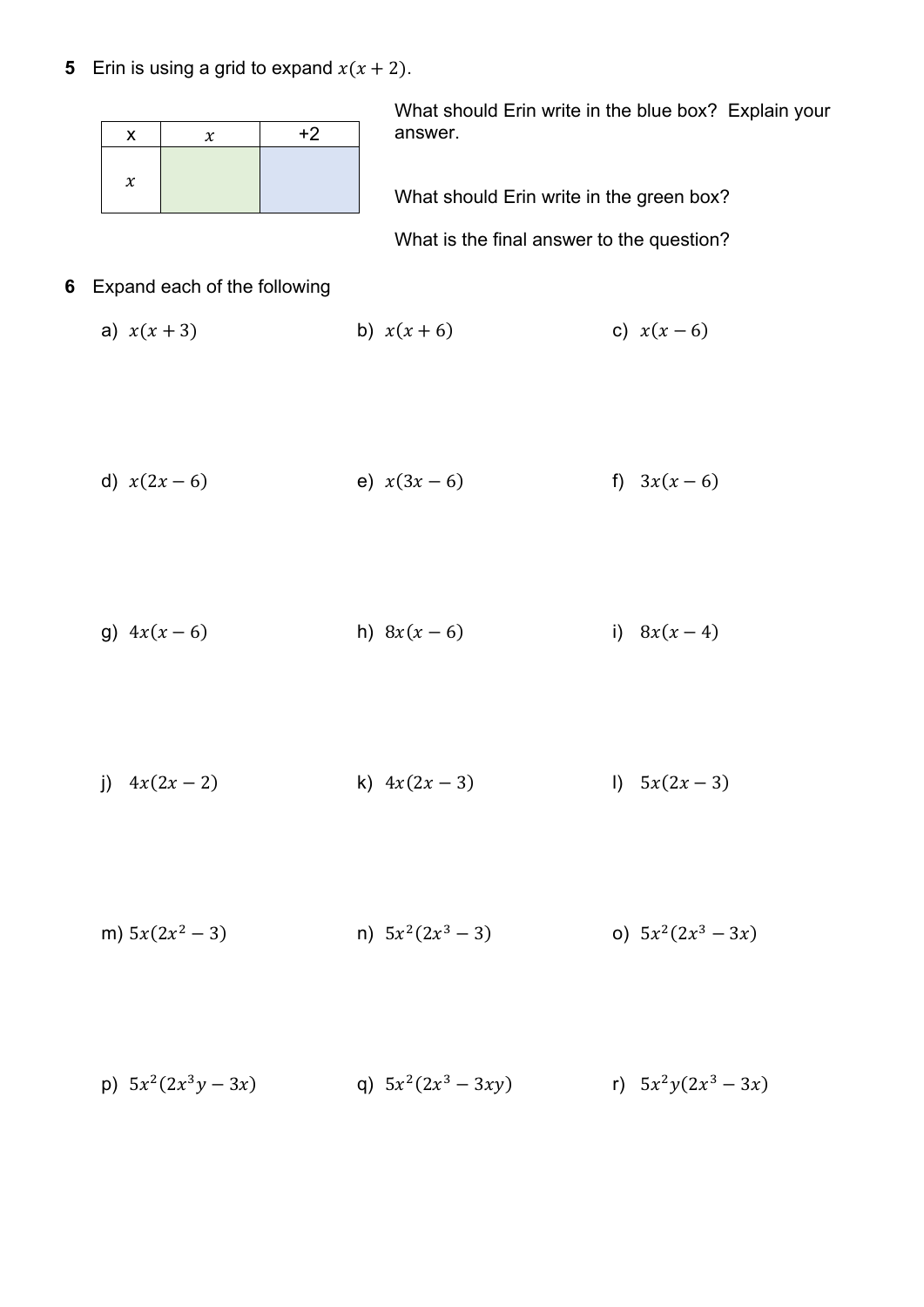**5** Erin is using a grid to expand $x(x+2)$.

| x | $x$ | +2 |
|---|---|---|
| $x$ | | |

What should Erin write in the blue box? Explain your answer.

What should Erin write in the green box?

What is the final answer to the question?

**6** Expand each of the following

a) $x(x+3)$

b) $x(x+6)$

c) $x(x-6)$

d) $x(2x-6)$

e) $x(3x-6)$

f) $3x(x-6)$

g) $4x(x-6)$

h) $8x(x-6)$

i) $8x(x-4)$

j) $4x(2x-2)$

k) $4x(2x-3)$

l) $5x(2x-3)$

m) $5x(2x^2-3)$

n) $5x^2(2x^3-3)$

o) $5x^2(2x^3-3x)$

p) $5x^2(2x^3y-3x)$

q) $5x^2(2x^3-3xy)$

r) $5x^2y(2x^3-3x)$